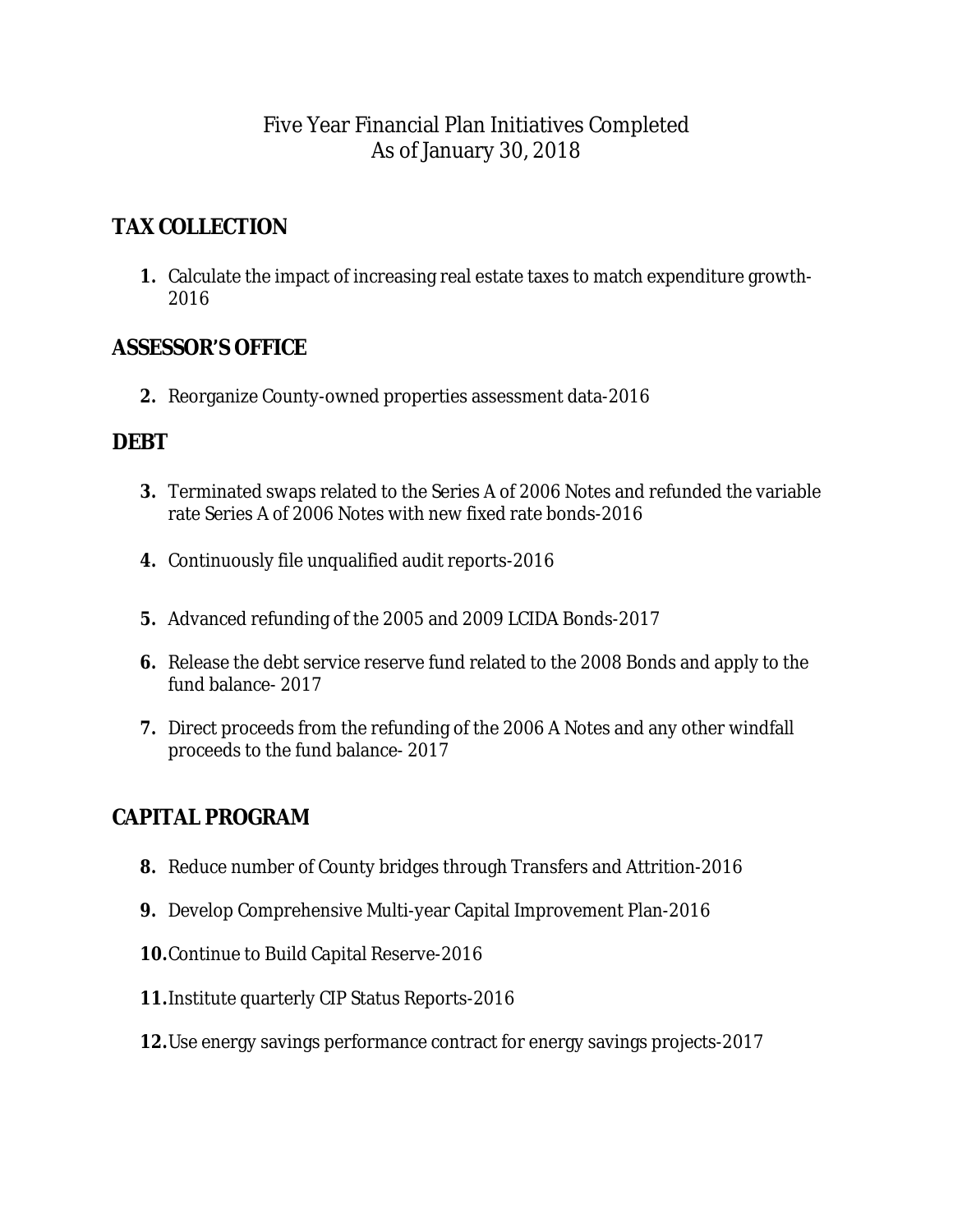# Five Year Financial Plan Initiatives Completed
# As of January 30, 2018

## TAX COLLECTION

1. Calculate the impact of increasing real estate taxes to match expenditure growth-2016

## ASSESSOR'S OFFICE

2. Reorganize County-owned properties assessment data-2016

## DEBT

3. Terminated swaps related to the Series A of 2006 Notes and refunded the variable rate Series A of 2006 Notes with new fixed rate bonds-2016

4. Continuously file unqualified audit reports-2016

5. Advanced refunding of the 2005 and 2009 LCIDA Bonds-2017

6. Release the debt service reserve fund related to the 2008 Bonds and apply to the fund balance- 2017

7. Direct proceeds from the refunding of the 2006 A Notes and any other windfall proceeds to the fund balance- 2017

## CAPITAL PROGRAM

8. Reduce number of County bridges through Transfers and Attrition-2016

9. Develop Comprehensive Multi-year Capital Improvement Plan-2016

10. Continue to Build Capital Reserve-2016

11. Institute quarterly CIP Status Reports-2016

12. Use energy savings performance contract for energy savings projects-2017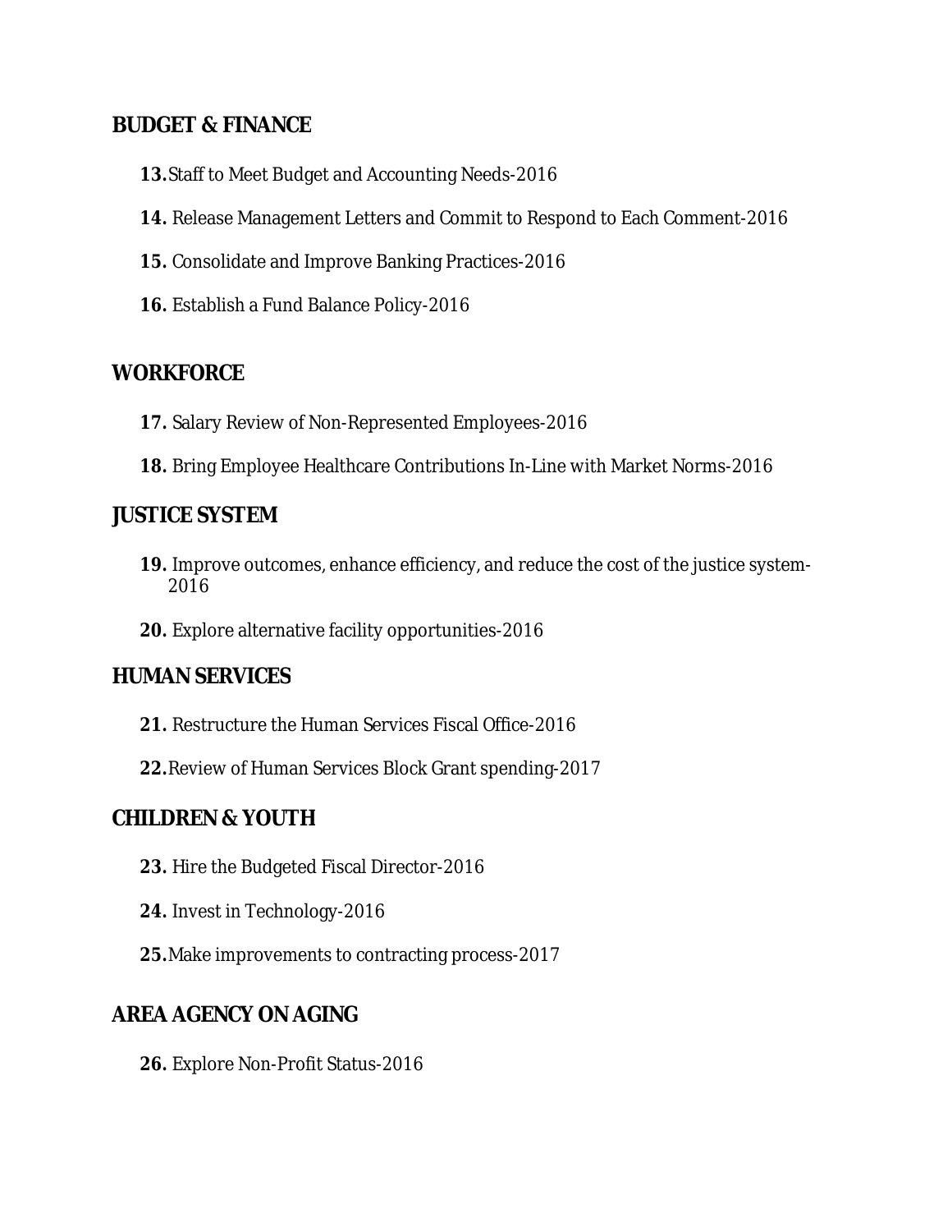## BUDGET & FINANCE

**13.** Staff to Meet Budget and Accounting Needs-2016

**14.** Release Management Letters and Commit to Respond to Each Comment-2016

**15.** Consolidate and Improve Banking Practices-2016

**16.** Establish a Fund Balance Policy-2016

## WORKFORCE

**17.** Salary Review of Non-Represented Employees-2016

**18.** Bring Employee Healthcare Contributions In-Line with Market Norms-2016

## JUSTICE SYSTEM

**19.** Improve outcomes, enhance efficiency, and reduce the cost of the justice system-2016

**20.** Explore alternative facility opportunities-2016

## HUMAN SERVICES

**21.** Restructure the Human Services Fiscal Office-2016

**22.** Review of Human Services Block Grant spending-2017

## CHILDREN & YOUTH

**23.** Hire the Budgeted Fiscal Director-2016

**24.** Invest in Technology-2016

**25.** Make improvements to contracting process-2017

## AREA AGENCY ON AGING

**26.** Explore Non-Profit Status-2016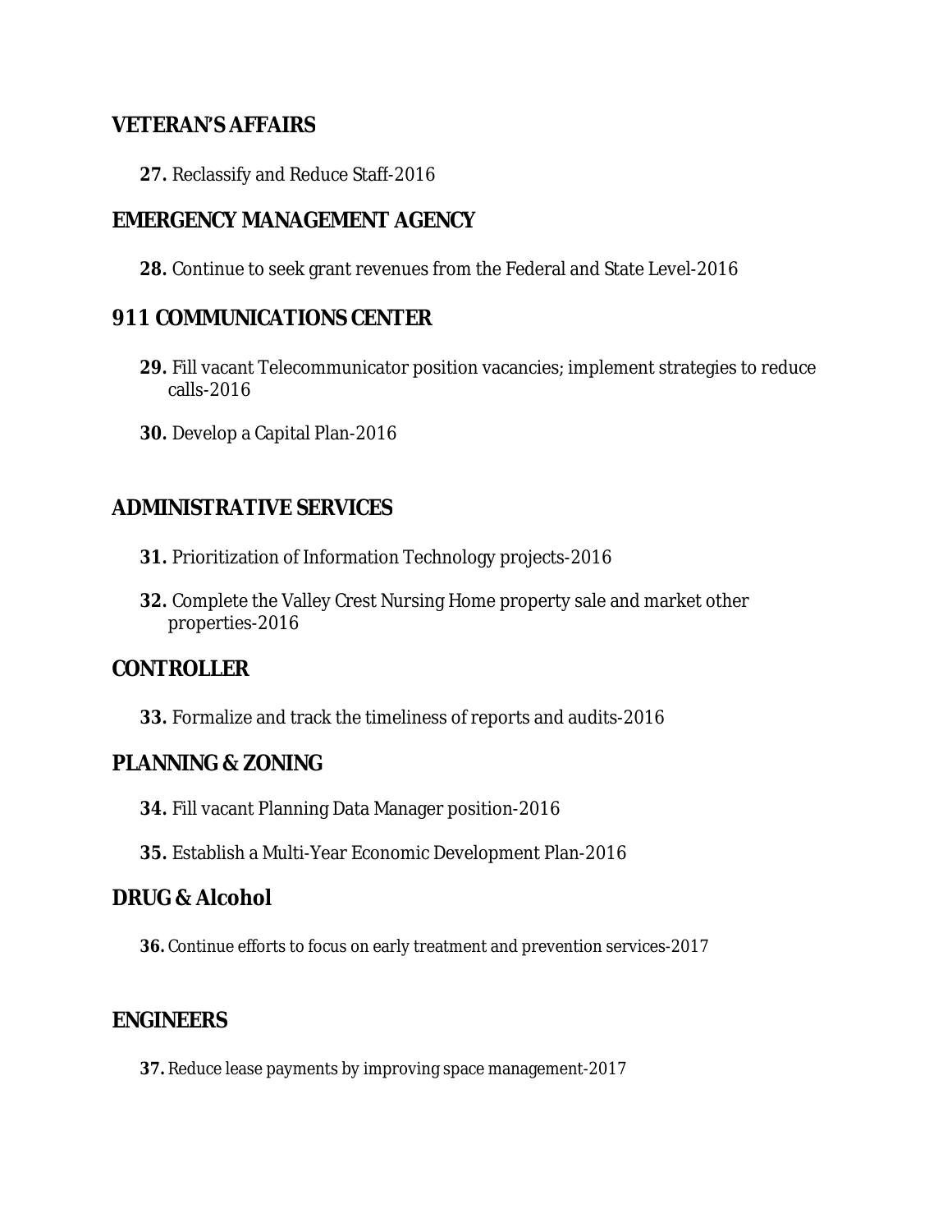## VETERAN'S AFFAIRS

**27.** Reclassify and Reduce Staff-2016

## EMERGENCY MANAGEMENT AGENCY

**28.** Continue to seek grant revenues from the Federal and State Level-2016

## 911 COMMUNICATIONS CENTER

**29.** Fill vacant Telecommunicator position vacancies; implement strategies to reduce calls-2016

**30.** Develop a Capital Plan-2016

## ADMINISTRATIVE SERVICES

**31.** Prioritization of Information Technology projects-2016

**32.** Complete the Valley Crest Nursing Home property sale and market other properties-2016

## CONTROLLER

**33.** Formalize and track the timeliness of reports and audits-2016

## PLANNING & ZONING

**34.** Fill vacant Planning Data Manager position-2016

**35.** Establish a Multi-Year Economic Development Plan-2016

## DRUG & Alcohol

**36.** Continue efforts to focus on early treatment and prevention services-2017

## ENGINEERS

**37.** Reduce lease payments by improving space management-2017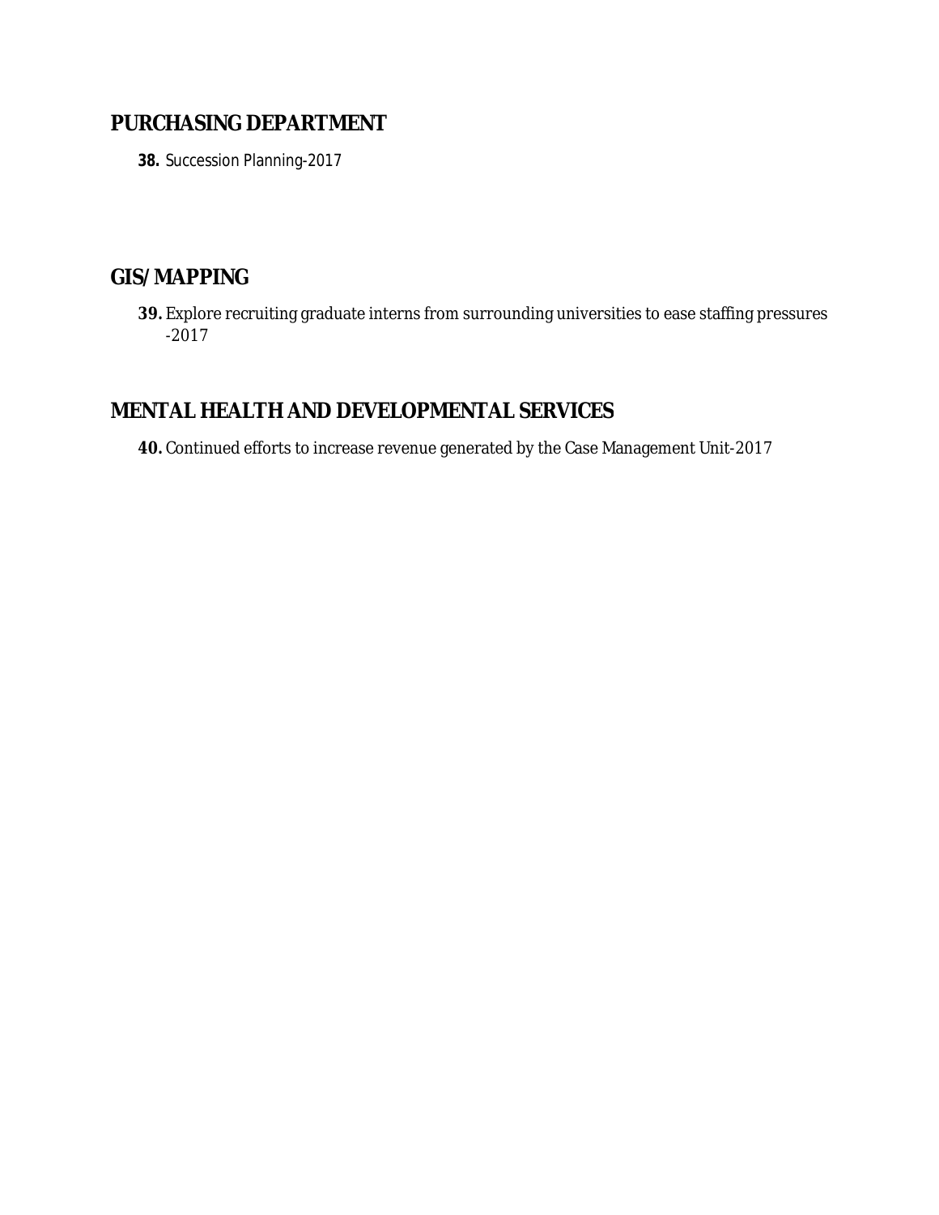## PURCHASING DEPARTMENT

**38.** Succession Planning-2017

## GIS/ MAPPING

**39.** Explore recruiting graduate interns from surrounding universities to ease staffing pressures -2017

## MENTAL HEALTH AND DEVELOPMENTAL SERVICES

**40.** Continued efforts to increase revenue generated by the Case Management Unit-2017